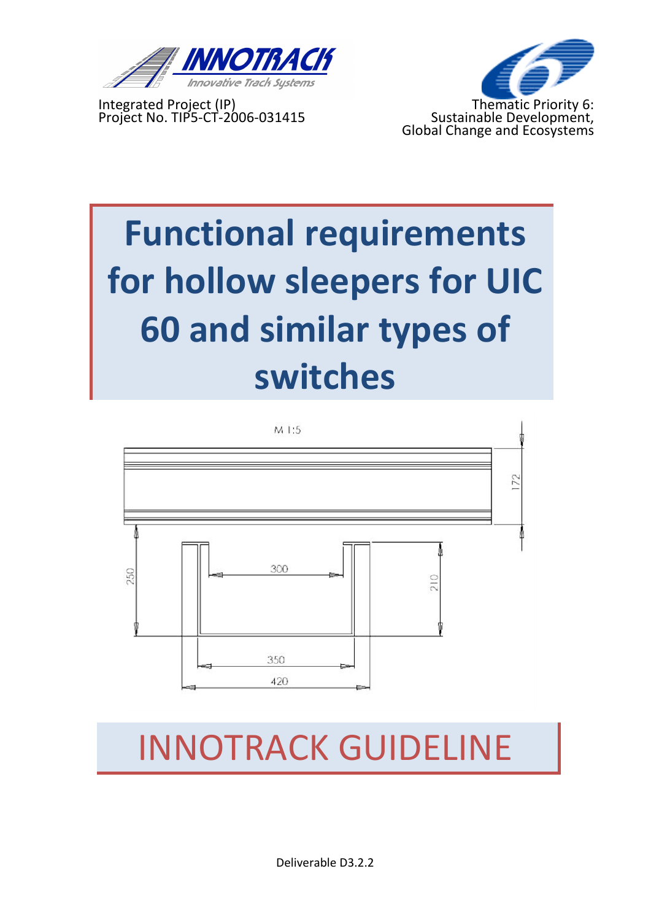Integrated Project (IP)
Project No. TIP5-CT-2006-031415

Thematic Priority 6:
Sustainable Development,
Global Change and Ecosystems

# Functional requirements for hollow sleepers for UIC 60 and similar types of switches

M 1:5

172

250

300

210

350

420

# INNOTRACK GUIDELINE

Deliverable D3.2.2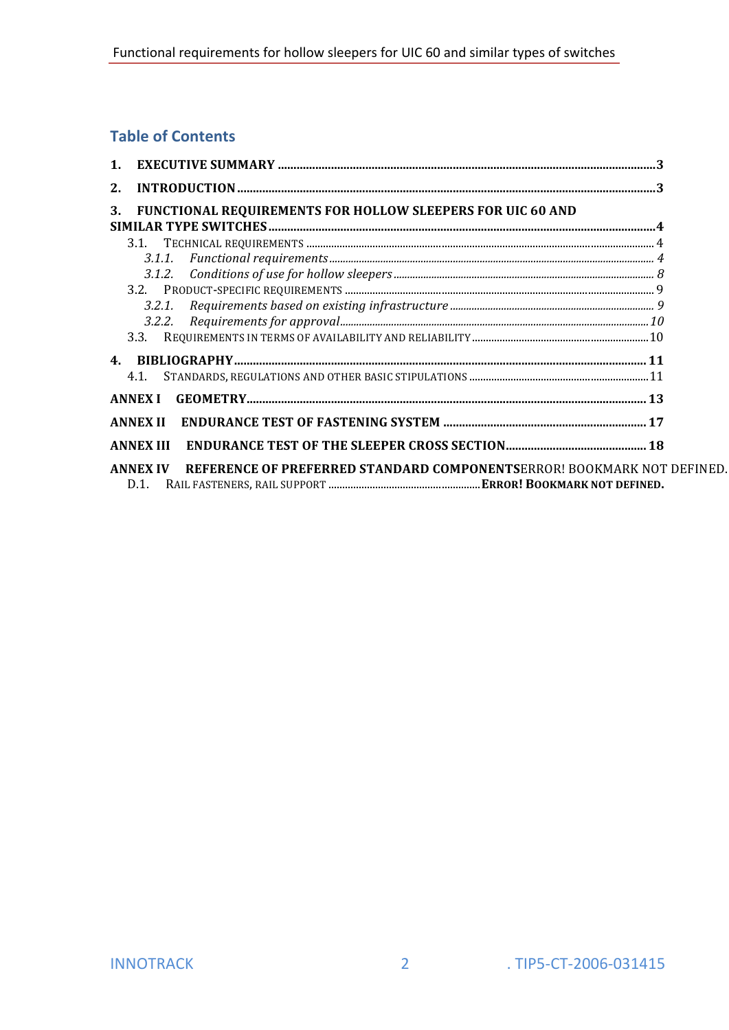## Table of Contents

**1. EXECUTIVE SUMMARY** ............ **3**

**2. INTRODUCTION** ............ **3**

**3. FUNCTIONAL REQUIREMENTS FOR HOLLOW SLEEPERS FOR UIC 60 AND SIMILAR TYPE SWITCHES** ............ **4**

- 3.1. TECHNICAL REQUIREMENTS ............ 4
  - *3.1.1. Functional requirements* ............ *4*
  - *3.1.2. Conditions of use for hollow sleepers* ............ *8*
- 3.2. PRODUCT-SPECIFIC REQUIREMENTS ............ 9
  - *3.2.1. Requirements based on existing infrastructure* ............ *9*
  - *3.2.2. Requirements for approval* ............ *10*
- 3.3. REQUIREMENTS IN TERMS OF AVAILABILITY AND RELIABILITY ............ 10

**4. BIBLIOGRAPHY** ............ **11**

- 4.1. STANDARDS, REGULATIONS AND OTHER BASIC STIPULATIONS ............ 11

**ANNEX I GEOMETRY** ............ **13**

**ANNEX II ENDURANCE TEST OF FASTENING SYSTEM** ............ **17**

**ANNEX III ENDURANCE TEST OF THE SLEEPER CROSS SECTION** ............ **18**

**ANNEX IV REFERENCE OF PREFERRED STANDARD COMPONENTS**ERROR! BOOKMARK NOT DEFINED.

- D.1. RAIL FASTENERS, RAIL SUPPORT ............ **ERROR! BOOKMARK NOT DEFINED.**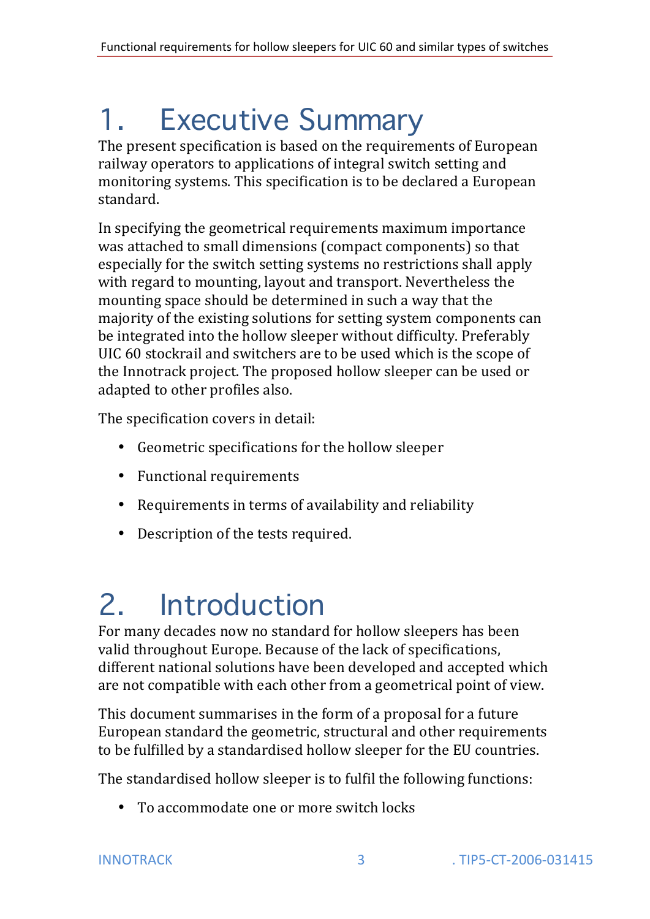# 1. Executive Summary

The present specification is based on the requirements of European railway operators to applications of integral switch setting and monitoring systems. This specification is to be declared a European standard.

In specifying the geometrical requirements maximum importance was attached to small dimensions (compact components) so that especially for the switch setting systems no restrictions shall apply with regard to mounting, layout and transport. Nevertheless the mounting space should be determined in such a way that the majority of the existing solutions for setting system components can be integrated into the hollow sleeper without difficulty. Preferably UIC 60 stockrail and switchers are to be used which is the scope of the Innotrack project. The proposed hollow sleeper can be used or adapted to other profiles also.

The specification covers in detail:

- Geometric specifications for the hollow sleeper
- Functional requirements
- Requirements in terms of availability and reliability
- Description of the tests required.

# 2. Introduction

For many decades now no standard for hollow sleepers has been valid throughout Europe. Because of the lack of specifications, different national solutions have been developed and accepted which are not compatible with each other from a geometrical point of view.

This document summarises in the form of a proposal for a future European standard the geometric, structural and other requirements to be fulfilled by a standardised hollow sleeper for the EU countries.

The standardised hollow sleeper is to fulfil the following functions:

- To accommodate one or more switch locks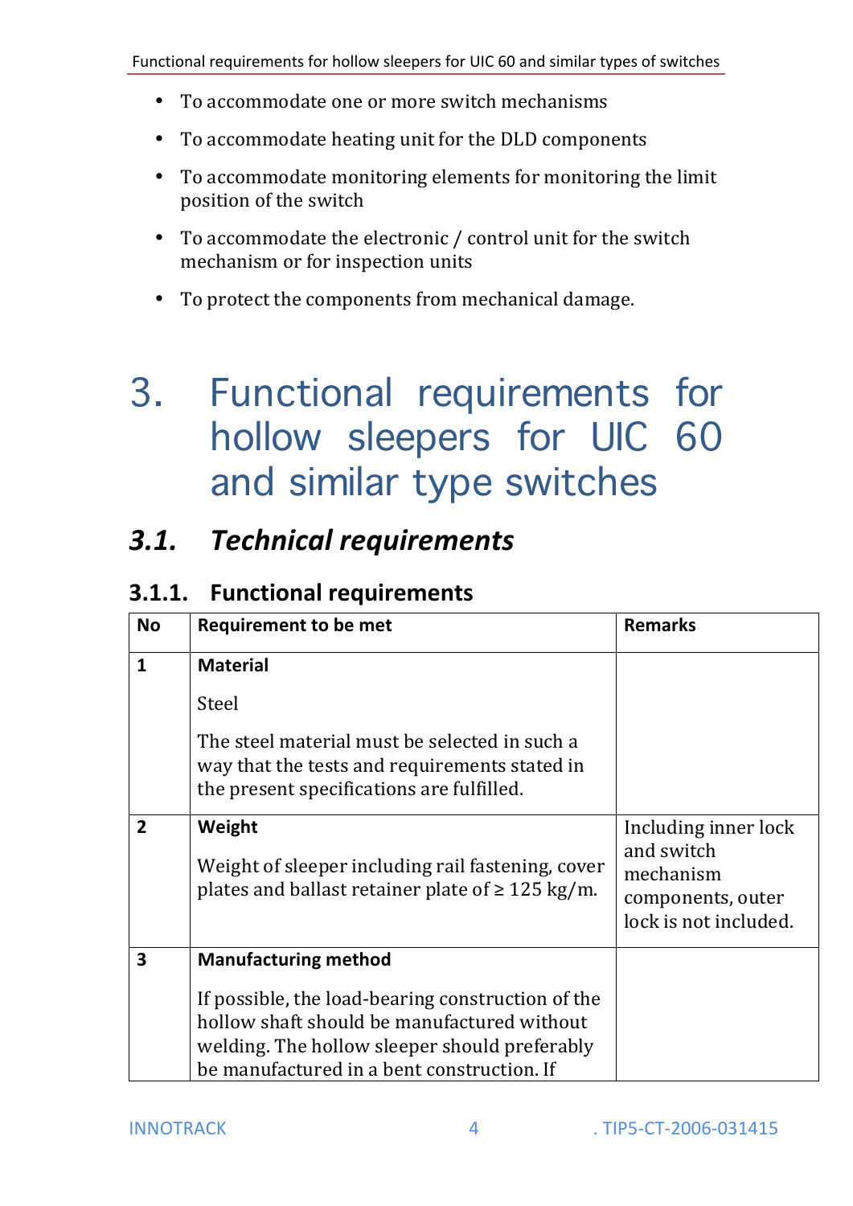- To accommodate one or more switch mechanisms
- To accommodate heating unit for the DLD components
- To accommodate monitoring elements for monitoring the limit position of the switch
- To accommodate the electronic / control unit for the switch mechanism or for inspection units
- To protect the components from mechanical damage.

# 3. Functional requirements for hollow sleepers for UIC 60 and similar type switches

## *3.1. Technical requirements*

### 3.1.1. Functional requirements

| No | Requirement to be met | Remarks |
|---|---|---|
| **1** | **Material**<br><br>Steel<br><br>The steel material must be selected in such a way that the tests and requirements stated in the present specifications are fulfilled. | |
| **2** | **Weight**<br><br>Weight of sleeper including rail fastening, cover plates and ballast retainer plate of ≥ 125 kg/m. | Including inner lock and switch mechanism components, outer lock is not included. |
| **3** | **Manufacturing method**<br><br>If possible, the load-bearing construction of the hollow shaft should be manufactured without welding. The hollow sleeper should preferably be manufactured in a bent construction. If | |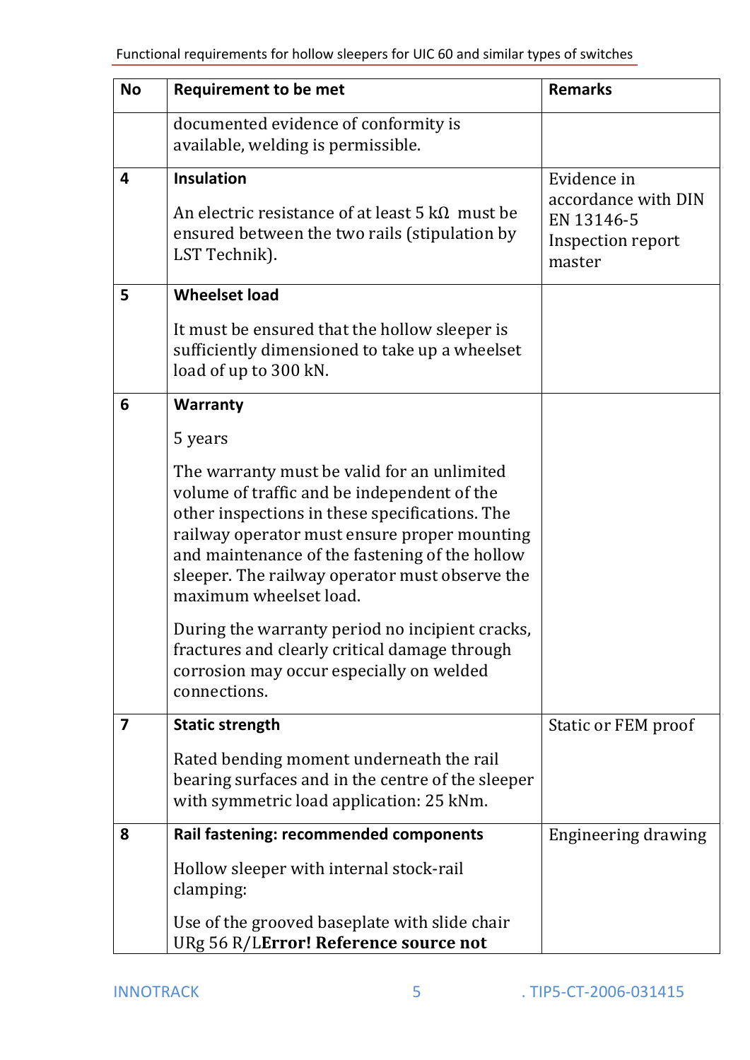| No | Requirement to be met | Remarks |
|---|---|---|
| | documented evidence of conformity is available, welding is permissible. | |
| **4** | **Insulation**<br><br>An electric resistance of at least 5 kΩ must be ensured between the two rails (stipulation by LST Technik). | Evidence in accordance with DIN EN 13146-5 Inspection report master |
| **5** | **Wheelset load**<br><br>It must be ensured that the hollow sleeper is sufficiently dimensioned to take up a wheelset load of up to 300 kN. | |
| **6** | **Warranty**<br><br>5 years<br><br>The warranty must be valid for an unlimited volume of traffic and be independent of the other inspections in these specifications. The railway operator must ensure proper mounting and maintenance of the fastening of the hollow sleeper. The railway operator must observe the maximum wheelset load.<br><br>During the warranty period no incipient cracks, fractures and clearly critical damage through corrosion may occur especially on welded connections. | |
| **7** | **Static strength**<br><br>Rated bending moment underneath the rail bearing surfaces and in the centre of the sleeper with symmetric load application: 25 kNm. | Static or FEM proof |
| **8** | **Rail fastening: recommended components**<br><br>Hollow sleeper with internal stock-rail clamping:<br><br>Use of the grooved baseplate with slide chair URg 56 R/L**Error! Reference source not** | Engineering drawing |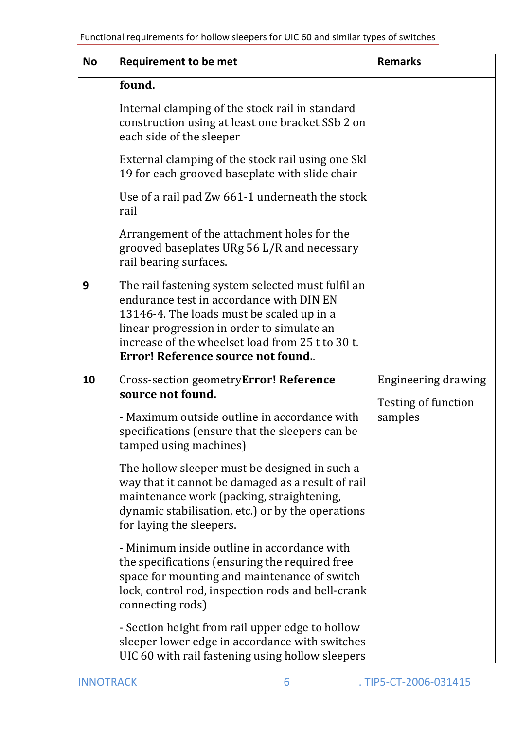| No | Requirement to be met | Remarks |
|---|---|---|
| | **found.**<br><br>Internal clamping of the stock rail in standard construction using at least one bracket SSb 2 on each side of the sleeper<br><br>External clamping of the stock rail using one Skl 19 for each grooved baseplate with slide chair<br><br>Use of a rail pad Zw 661-1 underneath the stock rail<br><br>Arrangement of the attachment holes for the grooved baseplates URg 56 L/R and necessary rail bearing surfaces. | |
| 9 | The rail fastening system selected must fulfil an endurance test in accordance with DIN EN 13146-4. The loads must be scaled up in a linear progression in order to simulate an increase of the wheelset load from 25 t to 30 t. **Error! Reference source not found.**. | |
| 10 | Cross-section geometry**Error! Reference source not found.**<br><br>- Maximum outside outline in accordance with specifications (ensure that the sleepers can be tamped using machines)<br><br>The hollow sleeper must be designed in such a way that it cannot be damaged as a result of rail maintenance work (packing, straightening, dynamic stabilisation, etc.) or by the operations for laying the sleepers.<br><br>- Minimum inside outline in accordance with the specifications (ensuring the required free space for mounting and maintenance of switch lock, control rod, inspection rods and bell-crank connecting rods)<br><br>- Section height from rail upper edge to hollow sleeper lower edge in accordance with switches UIC 60 with rail fastening using hollow sleepers | Engineering drawing<br><br>Testing of function samples |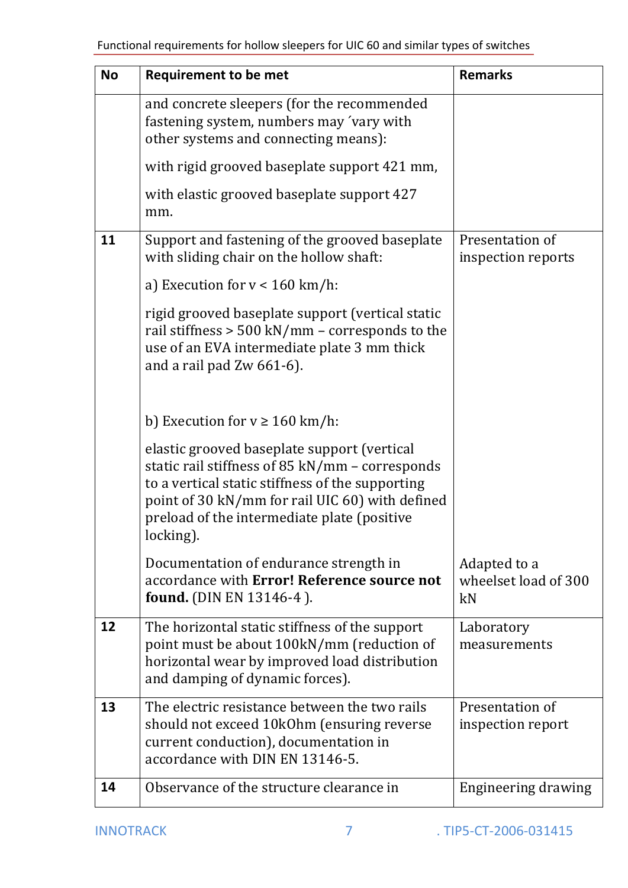| No | Requirement to be met | Remarks |
|---|---|---|
| | and concrete sleepers (for the recommended fastening system, numbers may ´vary with other systems and connecting means):<br><br>with rigid grooved baseplate support 421 mm,<br><br>with elastic grooved baseplate support 427 mm. | |
| **11** | Support and fastening of the grooved baseplate with sliding chair on the hollow shaft:<br><br>a) Execution for v < 160 km/h:<br><br>rigid grooved baseplate support (vertical static rail stiffness > 500 kN/mm – corresponds to the use of an EVA intermediate plate 3 mm thick and a rail pad Zw 661-6).<br><br>b) Execution for v ≥ 160 km/h:<br><br>elastic grooved baseplate support (vertical static rail stiffness of 85 kN/mm – corresponds to a vertical static stiffness of the supporting point of 30 kN/mm for rail UIC 60) with defined preload of the intermediate plate (positive locking).<br><br>Documentation of endurance strength in accordance with **Error! Reference source not found.** (DIN EN 13146-4 ). | Presentation of inspection reports<br><br>Adapted to a wheelset load of 300 kN |
| **12** | The horizontal static stiffness of the support point must be about 100kN/mm (reduction of horizontal wear by improved load distribution and damping of dynamic forces). | Laboratory measurements |
| **13** | The electric resistance between the two rails should not exceed 10kOhm (ensuring reverse current conduction), documentation in accordance with DIN EN 13146-5. | Presentation of inspection report |
| **14** | Observance of the structure clearance in | Engineering drawing |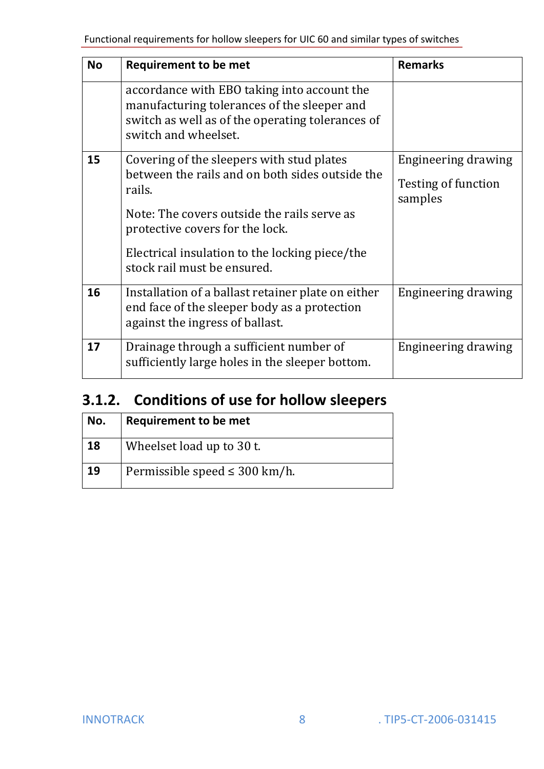| No | Requirement to be met | Remarks |
|---|---|---|
| | accordance with EBO taking into account the manufacturing tolerances of the sleeper and switch as well as of the operating tolerances of switch and wheelset. | |
| **15** | Covering of the sleepers with stud plates between the rails and on both sides outside the rails.<br><br>Note: The covers outside the rails serve as protective covers for the lock.<br><br>Electrical insulation to the locking piece/the stock rail must be ensured. | Engineering drawing<br><br>Testing of function samples |
| **16** | Installation of a ballast retainer plate on either end face of the sleeper body as a protection against the ingress of ballast. | Engineering drawing |
| **17** | Drainage through a sufficient number of sufficiently large holes in the sleeper bottom. | Engineering drawing |

### 3.1.2. Conditions of use for hollow sleepers

| No. | Requirement to be met |
|---|---|
| **18** | Wheelset load up to 30 t. |
| **19** | Permissible speed ≤ 300 km/h. |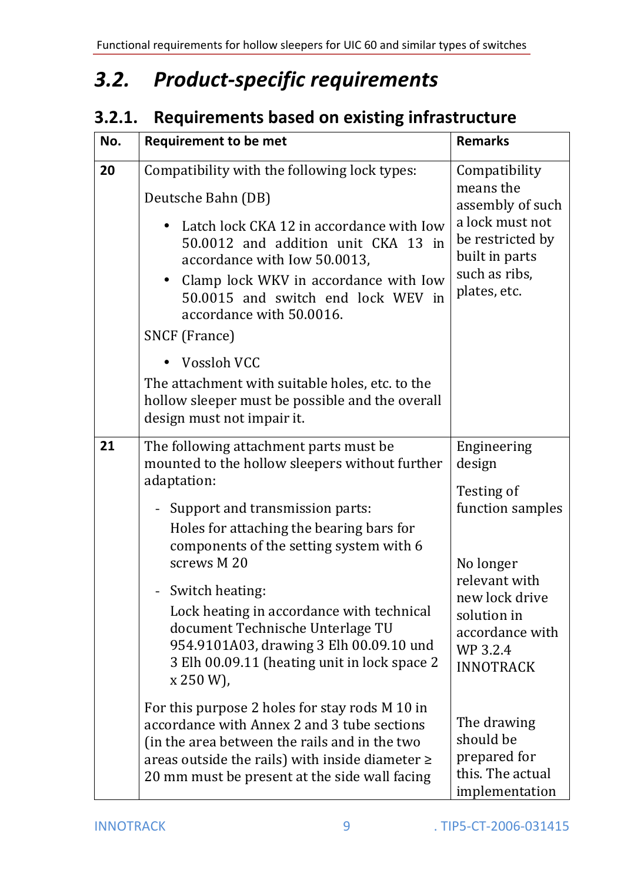## 3.2. Product-specific requirements

### 3.2.1. Requirements based on existing infrastructure

| No. | Requirement to be met | Remarks |
|---|---|---|
| **20** | Compatibility with the following lock types:<br><br>Deutsche Bahn (DB)<br><br>• Latch lock CKA 12 in accordance with Iow 50.0012 and addition unit CKA 13 in accordance with Iow 50.0013,<br>• Clamp lock WKV in accordance with Iow 50.0015 and switch end lock WEV in accordance with 50.0016.<br><br>SNCF (France)<br><br>• Vossloh VCC<br><br>The attachment with suitable holes, etc. to the hollow sleeper must be possible and the overall design must not impair it. | Compatibility means the assembly of such a lock must not be restricted by built in parts such as ribs, plates, etc. |
| **21** | The following attachment parts must be mounted to the hollow sleepers without further adaptation:<br><br>- Support and transmission parts:<br>Holes for attaching the bearing bars for components of the setting system with 6 screws M 20<br><br>- Switch heating:<br>Lock heating in accordance with technical document Technische Unterlage TU 954.9101A03, drawing 3 Elh 00.09.10 und 3 Elh 00.09.11 (heating unit in lock space 2 x 250 W),<br><br>For this purpose 2 holes for stay rods M 10 in accordance with Annex 2 and 3 tube sections (in the area between the rails and in the two areas outside the rails) with inside diameter ≥ 20 mm must be present at the side wall facing | Engineering design<br><br>Testing of function samples<br><br>No longer relevant with new lock drive solution in accordance with WP 3.2.4 INNOTRACK<br><br>The drawing should be prepared for this. The actual implementation |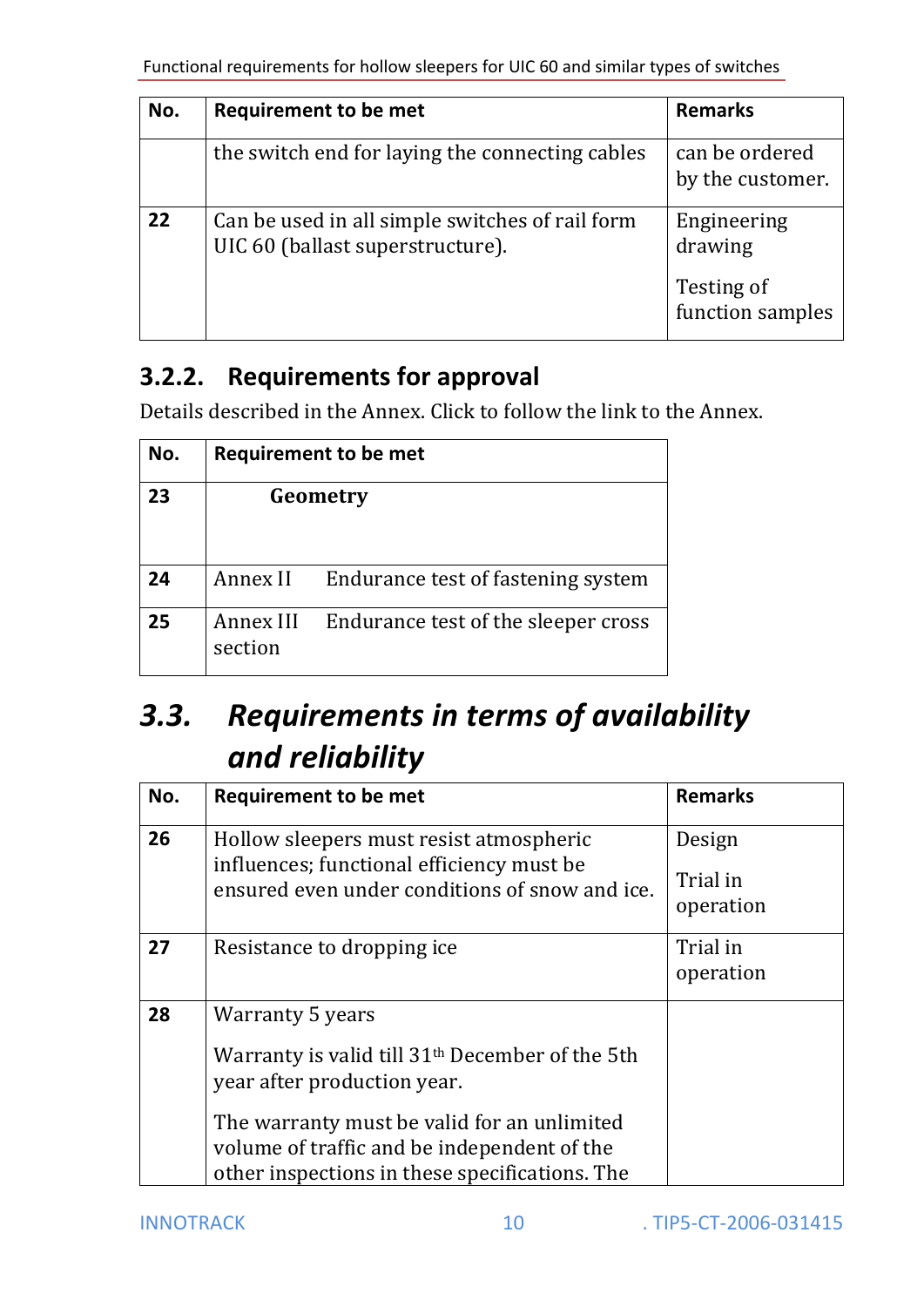| No. | Requirement to be met | Remarks |
|---|---|---|
| | the switch end for laying the connecting cables | can be ordered by the customer. |
| **22** | Can be used in all simple switches of rail form UIC 60 (ballast superstructure). | Engineering drawing<br><br>Testing of function samples |

### 3.2.2. Requirements for approval

Details described in the Annex. Click to follow the link to the Annex.

| No. | Requirement to be met |
|---|---|
| **23** | **Geometry** |
| **24** | Annex II Endurance test of fastening system |
| **25** | Annex III Endurance test of the sleeper cross section |

## *3.3. Requirements in terms of availability and reliability*

| No. | Requirement to be met | Remarks |
|---|---|---|
| **26** | Hollow sleepers must resist atmospheric influences; functional efficiency must be ensured even under conditions of snow and ice. | Design<br><br>Trial in operation |
| **27** | Resistance to dropping ice | Trial in operation |
| **28** | Warranty 5 years<br><br>Warranty is valid till 31th December of the 5th year after production year.<br><br>The warranty must be valid for an unlimited volume of traffic and be independent of the other inspections in these specifications. The | |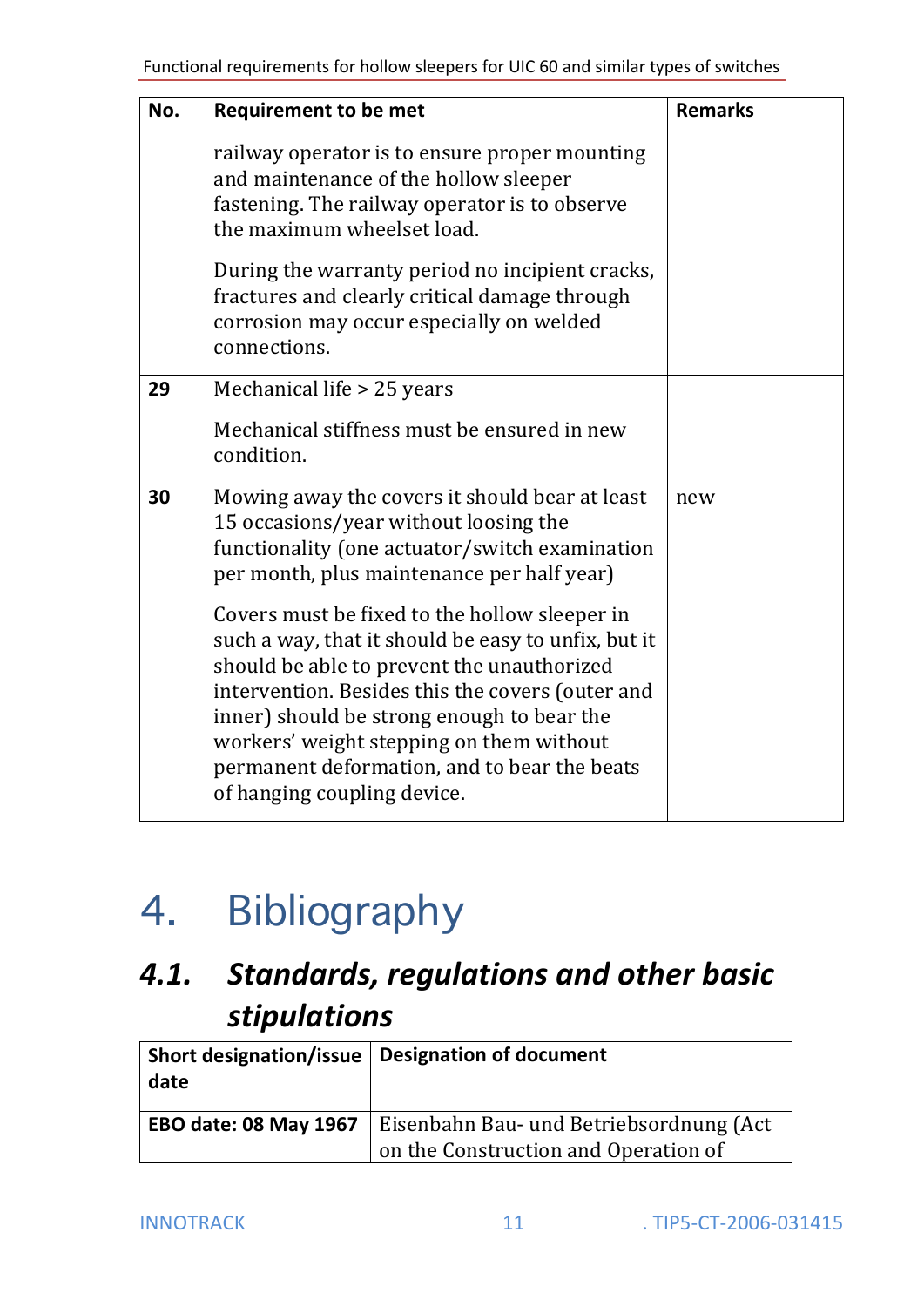| No. | Requirement to be met | Remarks |
| --- | --- | --- |
| | railway operator is to ensure proper mounting and maintenance of the hollow sleeper fastening. The railway operator is to observe the maximum wheelset load.<br><br>During the warranty period no incipient cracks, fractures and clearly critical damage through corrosion may occur especially on welded connections. | |
| **29** | Mechanical life > 25 years<br><br>Mechanical stiffness must be ensured in new condition. | |
| **30** | Mowing away the covers it should bear at least 15 occasions/year without loosing the functionality (one actuator/switch examination per month, plus maintenance per half year)<br><br>Covers must be fixed to the hollow sleeper in such a way, that it should be easy to unfix, but it should be able to prevent the unauthorized intervention. Besides this the covers (outer and inner) should be strong enough to bear the workers' weight stepping on them without permanent deformation, and to bear the beats of hanging coupling device. | new |

# 4. Bibliography

## *4.1. Standards, regulations and other basic stipulations*

| Short designation/issue date | Designation of document |
| --- | --- |
| **EBO date: 08 May 1967** | Eisenbahn Bau- und Betriebsordnung (Act on the Construction and Operation of |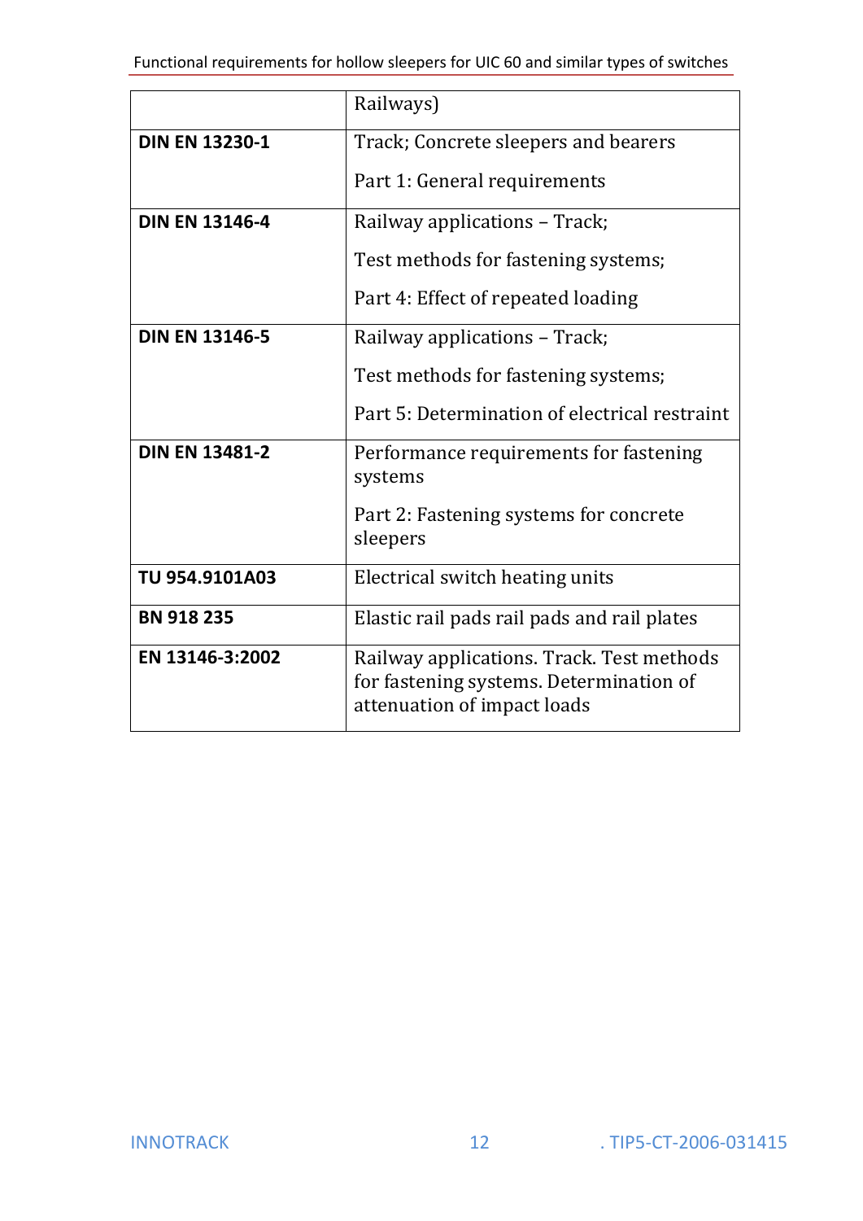| | |
|---|---|
| | Railways) |
| **DIN EN 13230-1** | Track; Concrete sleepers and bearers<br><br>Part 1: General requirements |
| **DIN EN 13146-4** | Railway applications – Track;<br><br>Test methods for fastening systems;<br><br>Part 4: Effect of repeated loading |
| **DIN EN 13146-5** | Railway applications – Track;<br><br>Test methods for fastening systems;<br><br>Part 5: Determination of electrical restraint |
| **DIN EN 13481-2** | Performance requirements for fastening systems<br><br>Part 2: Fastening systems for concrete sleepers |
| **TU 954.9101A03** | Electrical switch heating units |
| **BN 918 235** | Elastic rail pads rail pads and rail plates |
| **EN 13146-3:2002** | Railway applications. Track. Test methods for fastening systems. Determination of attenuation of impact loads |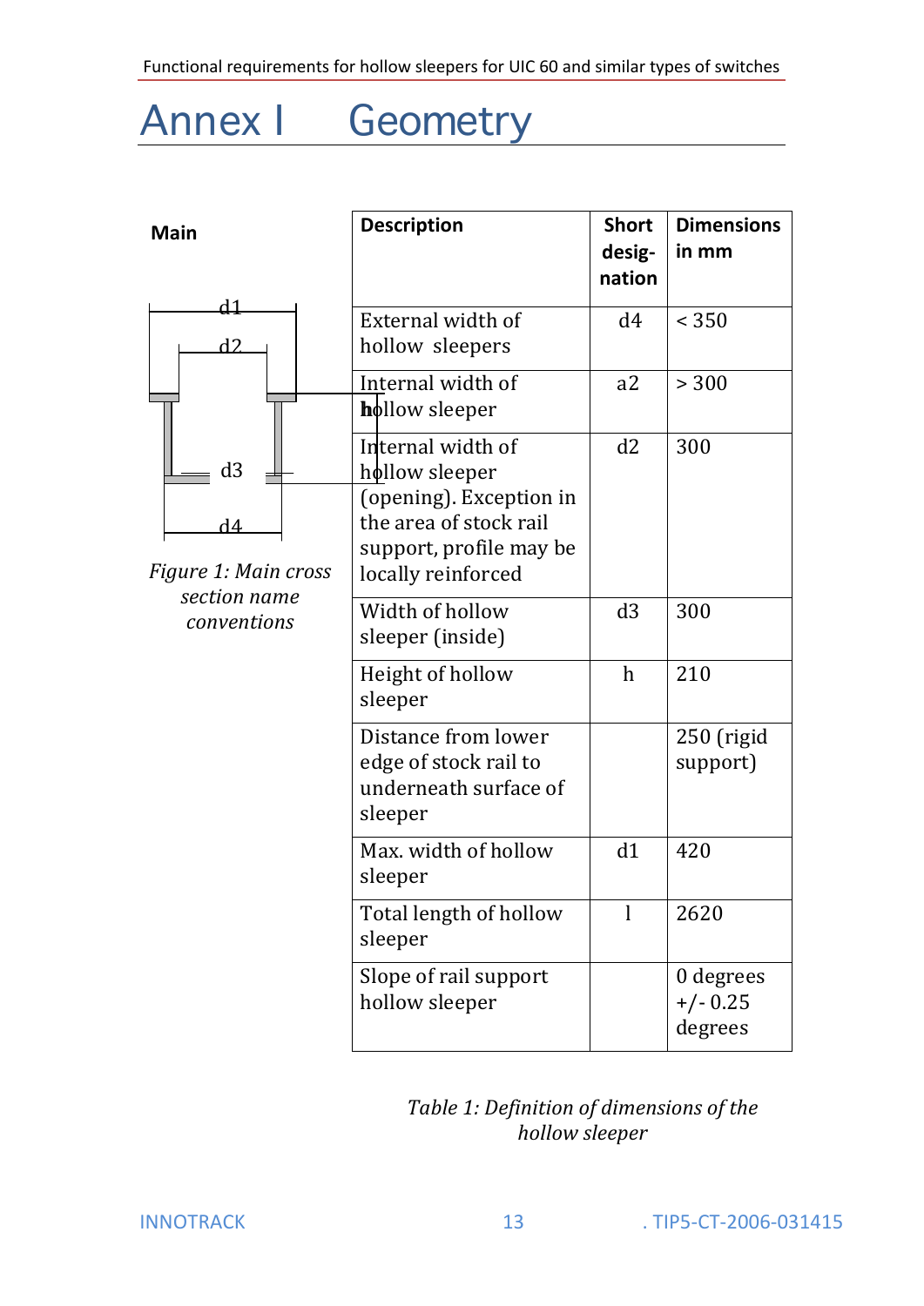# Annex I Geometry

**Main**

d1
d2
d3
d4

*Figure 1: Main cross section name conventions*

| Description | Short desig-nation | Dimensions in mm |
|---|---|---|
| External width of hollow sleepers | d4 | < 350 |
| Internal width of hollow sleeper | a2 | > 300 |
| Internal width of hollow sleeper (opening). Exception in the area of stock rail support, profile may be locally reinforced | d2 | 300 |
| Width of hollow sleeper (inside) | d3 | 300 |
| Height of hollow sleeper | h | 210 |
| Distance from lower edge of stock rail to underneath surface of sleeper | | 250 (rigid support) |
| Max. width of hollow sleeper | d1 | 420 |
| Total length of hollow sleeper | l | 2620 |
| Slope of rail support hollow sleeper | | 0 degrees +/- 0.25 degrees |

*Table 1: Definition of dimensions of the hollow sleeper*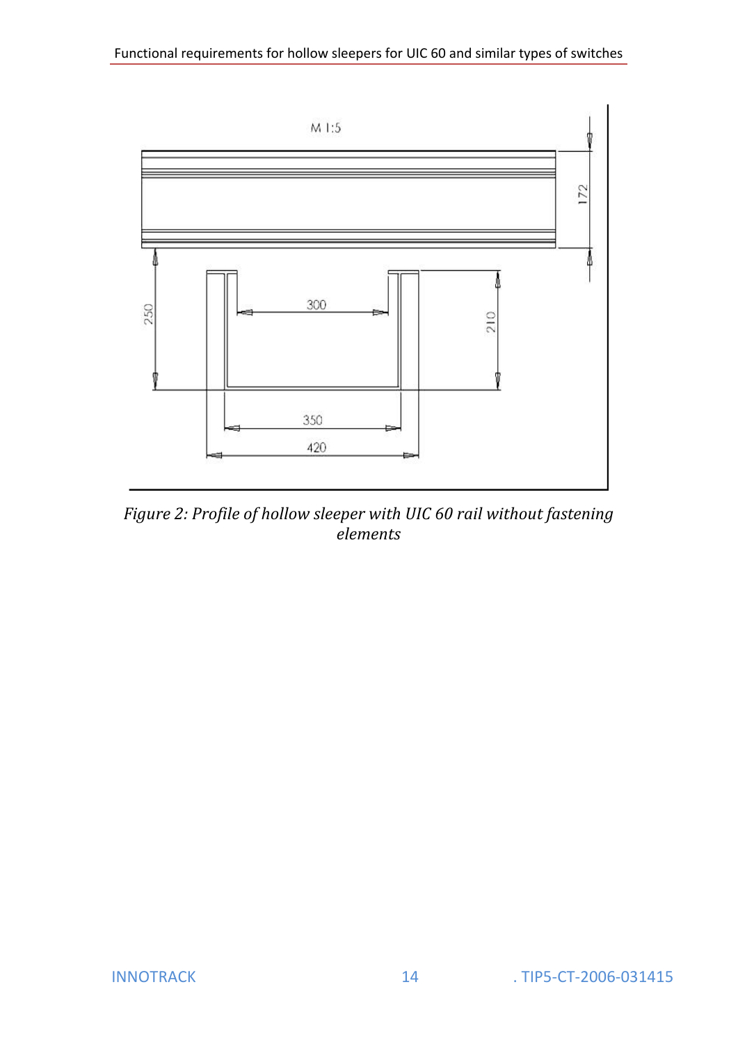M 1:5

172

250

300

210

350

420

*Figure 2: Profile of hollow sleeper with UIC 60 rail without fastening elements*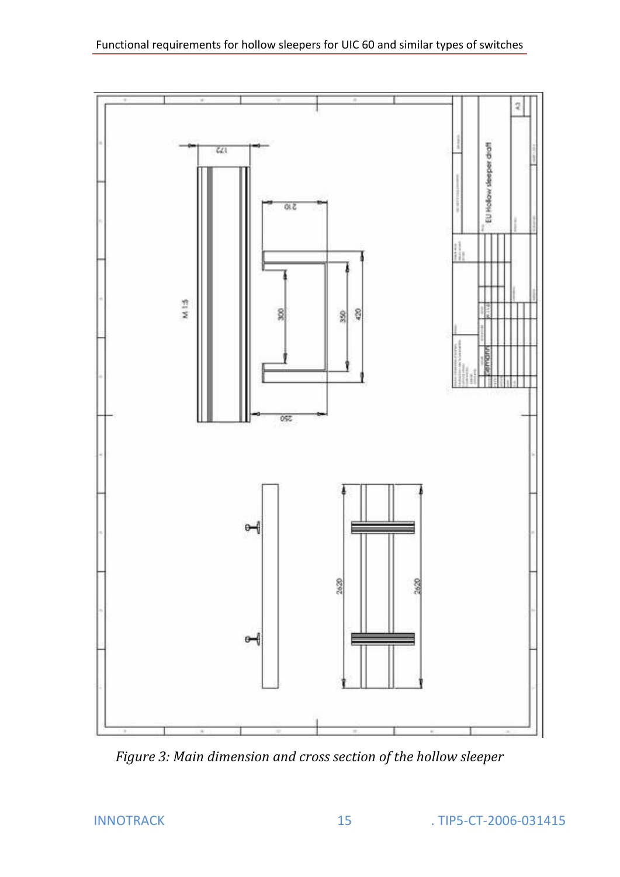*Figure 3: Main dimension and cross section of the hollow sleeper*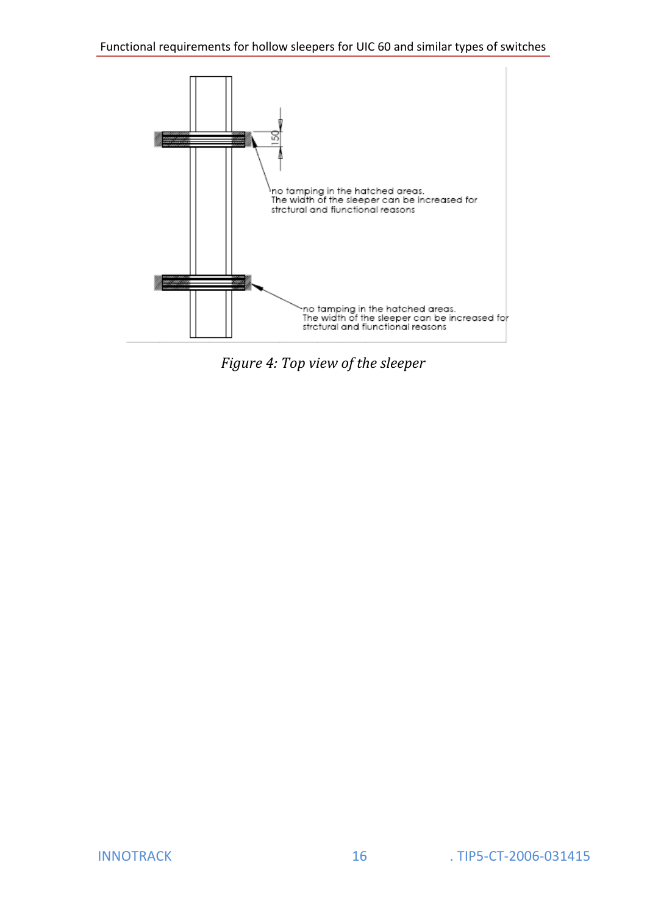150

no tamping in the hatched areas.
The width of the sleeper can be increased for strctural and fiunctional reasons

no tamping in the hatched areas.
The width of the sleeper can be increased for strctural and fiunctional reasons

*Figure 4: Top view of the sleeper*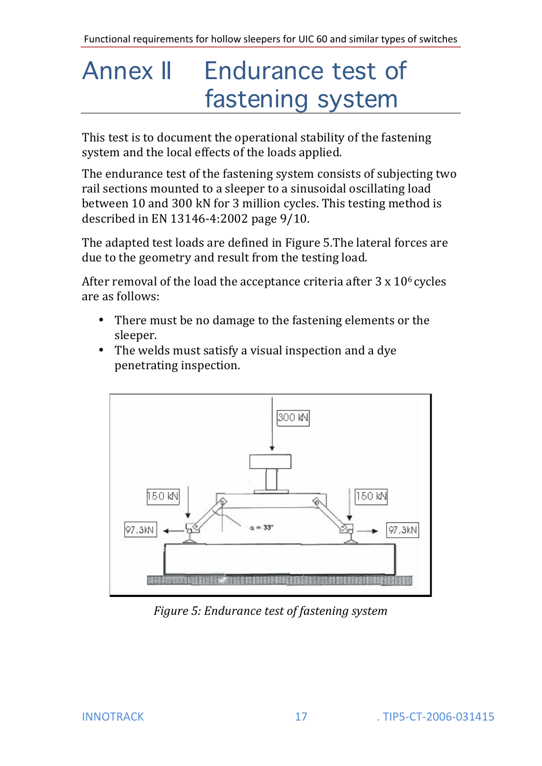# Annex II Endurance test of fastening system

This test is to document the operational stability of the fastening system and the local effects of the loads applied.

The endurance test of the fastening system consists of subjecting two rail sections mounted to a sleeper to a sinusoidal oscillating load between 10 and 300 kN for 3 million cycles. This testing method is described in EN 13146-4:2002 page 9/10.

The adapted test loads are defined in Figure 5.The lateral forces are due to the geometry and result from the testing load.

After removal of the load the acceptance criteria after 3 x $10^6$ cycles are as follows:

- There must be no damage to the fastening elements or the sleeper.
- The welds must satisfy a visual inspection and a dye penetrating inspection.

*Figure 5: Endurance test of fastening system*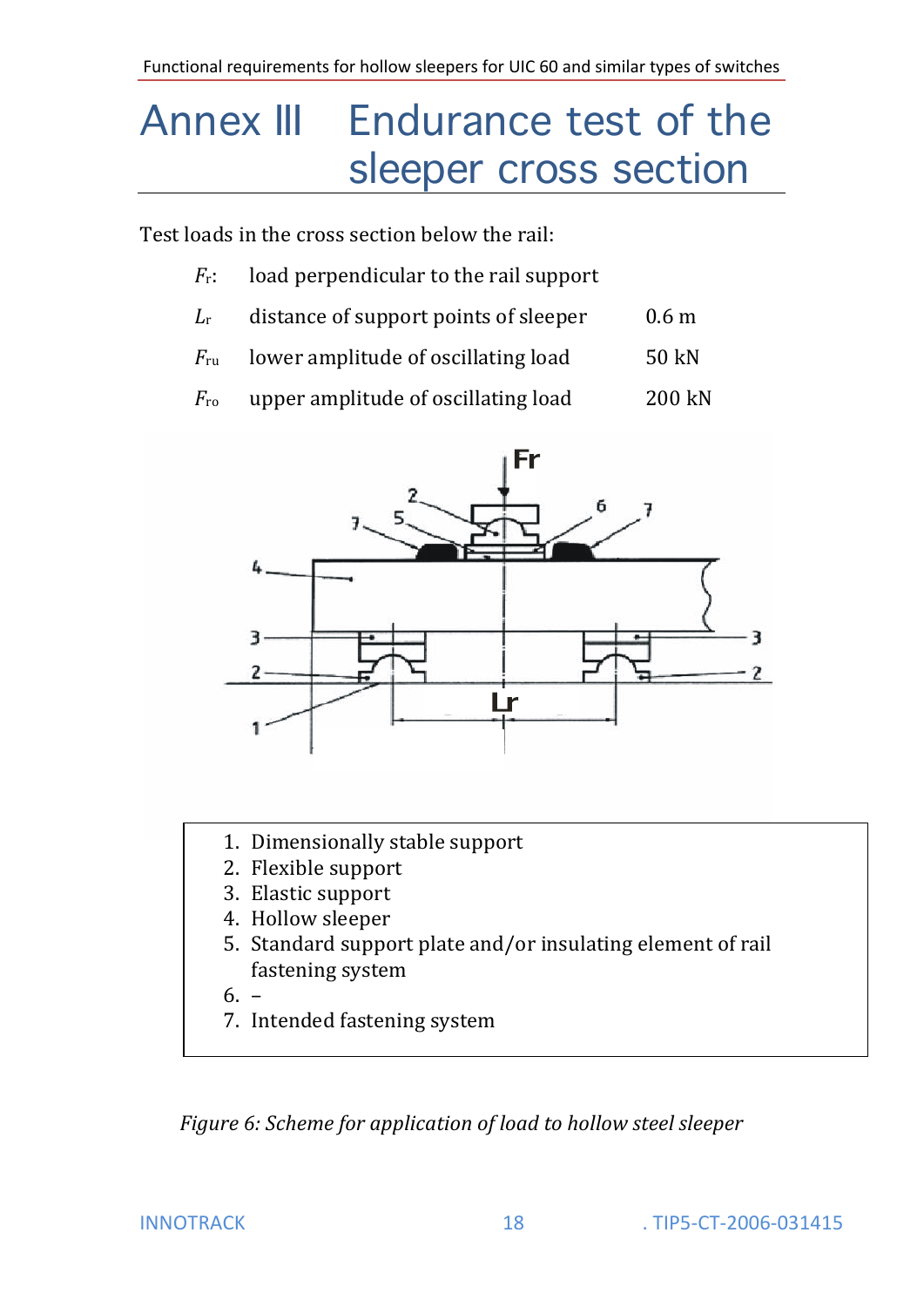# Annex III Endurance test of the sleeper cross section

Test loads in the cross section below the rail:

| | | |
|---|---|---|
| $F_r$: | load perpendicular to the rail support | |
| $L_r$ | distance of support points of sleeper | 0.6 m |
| $F_{ru}$ | lower amplitude of oscillating load | 50 kN |
| $F_{ro}$ | upper amplitude of oscillating load | 200 kN |

1. Dimensionally stable support
2. Flexible support
3. Elastic support
4. Hollow sleeper
5. Standard support plate and/or insulating element of rail fastening system
6. –
7. Intended fastening system

*Figure 6: Scheme for application of load to hollow steel sleeper*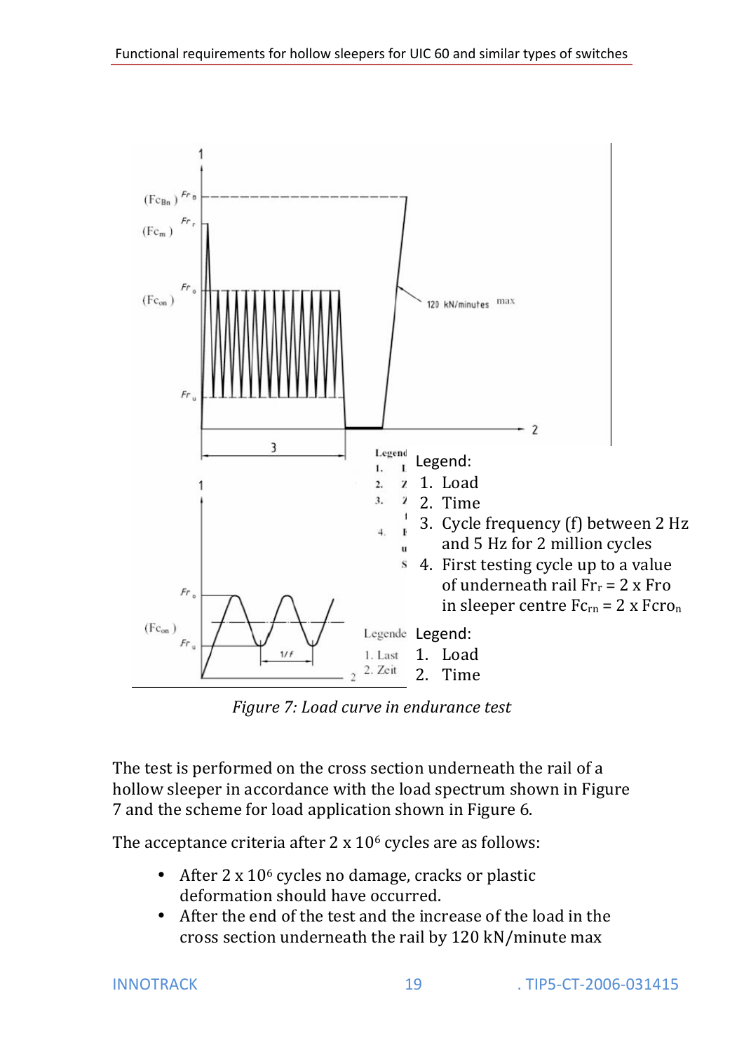Legend:

1. Load
2. Time
3. Cycle frequency (f) between 2 Hz and 5 Hz for 2 million cycles
4. First testing cycle up to a value of underneath rail $Fr_r$ = 2 x Fro in sleeper centre $Fc_{rn}$ = 2 x $Fcro_n$

Legend:

1. Load
2. Time

*Figure 7: Load curve in endurance test*

The test is performed on the cross section underneath the rail of a hollow sleeper in accordance with the load spectrum shown in Figure 7 and the scheme for load application shown in Figure 6.

The acceptance criteria after 2 x $10^6$ cycles are as follows:

- After 2 x $10^6$ cycles no damage, cracks or plastic deformation should have occurred.
- After the end of the test and the increase of the load in the cross section underneath the rail by 120 kN/minute max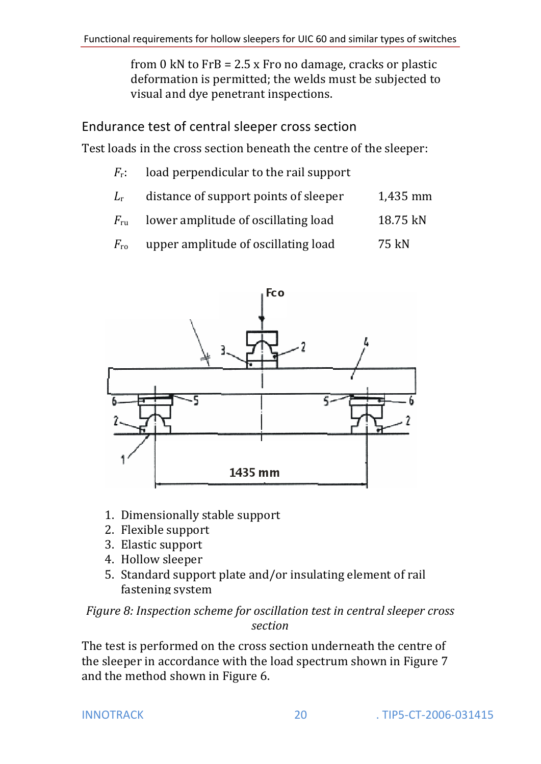from 0 kN to FrB = 2.5 x Fro no damage, cracks or plastic deformation is permitted; the welds must be subjected to visual and dye penetrant inspections.

## Endurance test of central sleeper cross section

Test loads in the cross section beneath the centre of the sleeper:

| | | |
|---|---|---|
| $F_r$: | load perpendicular to the rail support | |
| $L_r$ | distance of support points of sleeper | 1,435 mm |
| $F_{ru}$ | lower amplitude of oscillating load | 18.75 kN |
| $F_{ro}$ | upper amplitude of oscillating load | 75 kN |

1. Dimensionally stable support
2. Flexible support
3. Elastic support
4. Hollow sleeper
5. Standard support plate and/or insulating element of rail fastening system

*Figure 8: Inspection scheme for oscillation test in central sleeper cross section*

The test is performed on the cross section underneath the centre of the sleeper in accordance with the load spectrum shown in Figure 7 and the method shown in Figure 6.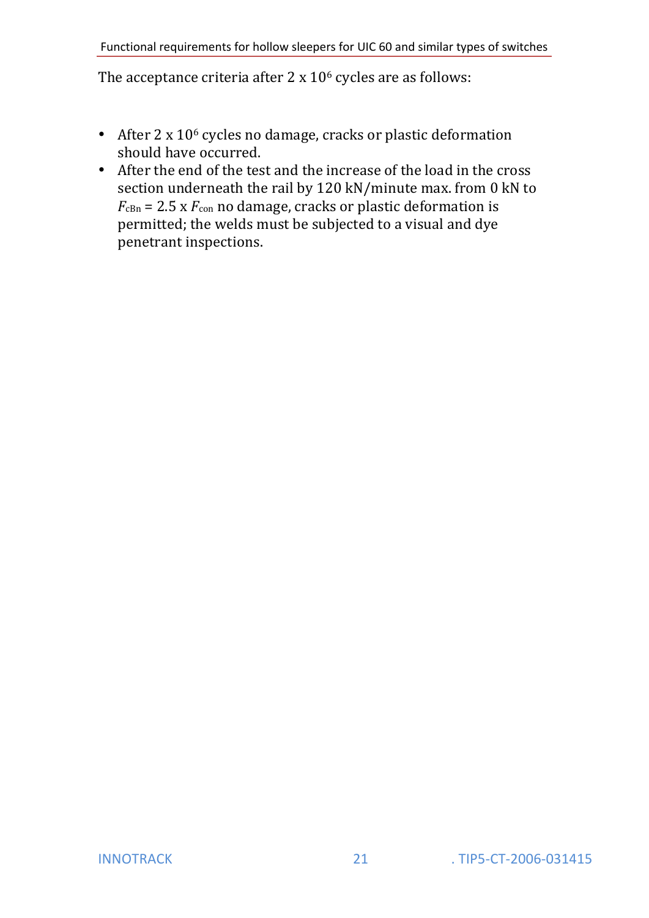The acceptance criteria after 2 x $10^6$ cycles are as follows:

- After 2 x $10^6$ cycles no damage, cracks or plastic deformation should have occurred.
- After the end of the test and the increase of the load in the cross section underneath the rail by 120 kN/minute max. from 0 kN to $F_{cBn}$ = 2.5 x $F_{con}$ no damage, cracks or plastic deformation is permitted; the welds must be subjected to a visual and dye penetrant inspections.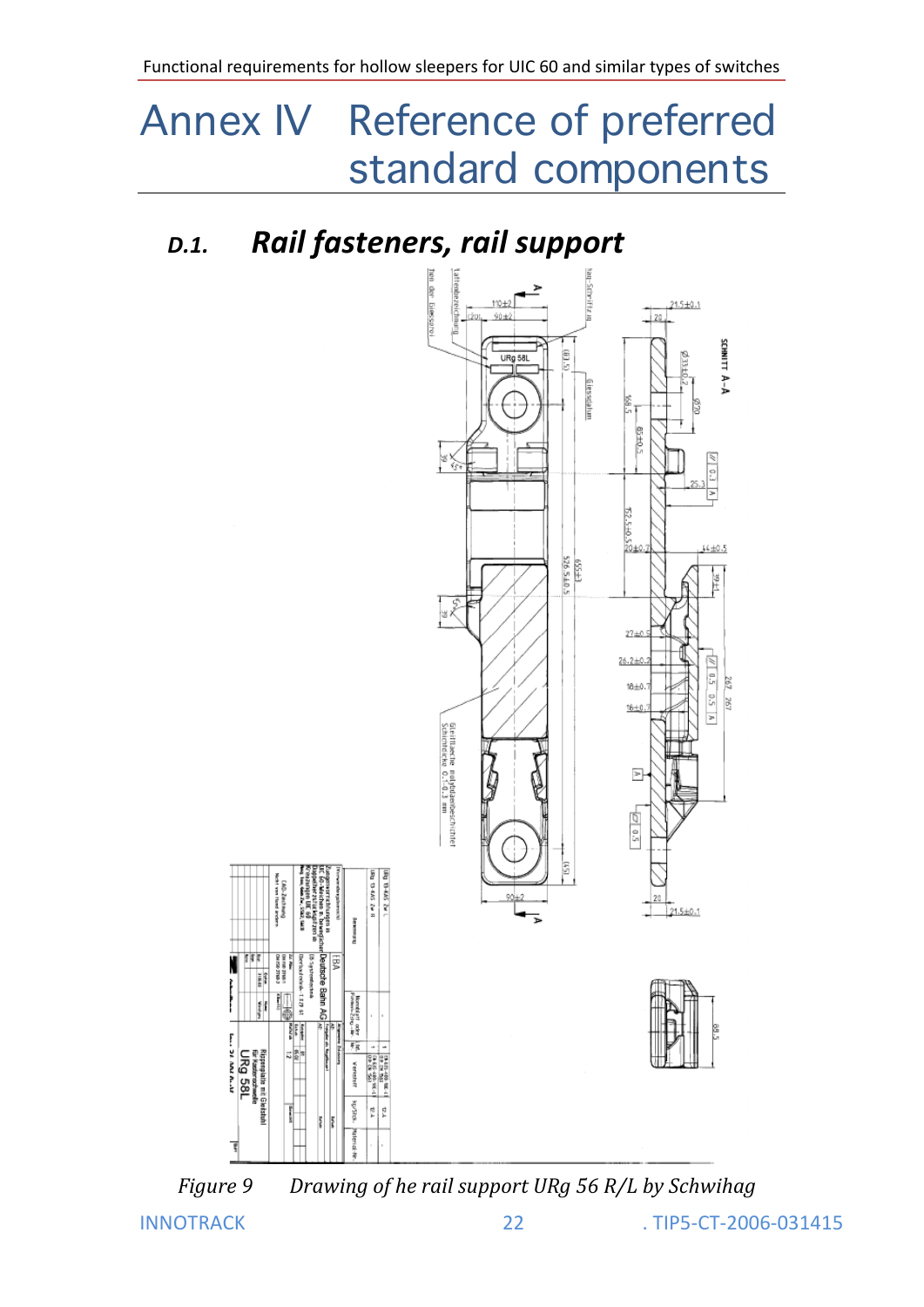# Annex IV Reference of preferred standard components

## D.1. *Rail fasteners, rail support*

*Figure 9 Drawing of he rail support URg 56 R/L by Schwihag*